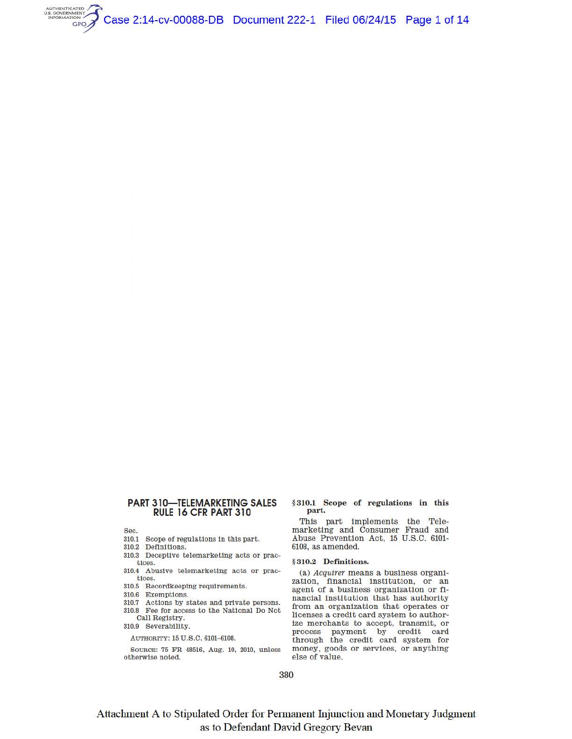# PART 310—TELEMARKETING SALES RULE 16 CFR PART 310

Sec.
310.1 Scope of regulations in this part.
310.2 Definitions.
310.3 Deceptive telemarketing acts or practices.
310.4 Abusive telemarketing acts or practices.
310.5 Recordkeeping requirements.
310.6 Exemptions.
310.7 Actions by states and private persons.
310.8 Fee for access to the National Do Not Call Registry.
310.9 Severability.

AUTHORITY: 15 U.S.C. 6101–6108.

SOURCE: 75 FR 48516, Aug. 10, 2010, unless otherwise noted.

## § 310.1 Scope of regulations in this part.

This part implements the Telemarketing and Consumer Fraud and Abuse Prevention Act, 15 U.S.C. 6101-6108, as amended.

## § 310.2 Definitions.

(a) *Acquirer* means a business organization, financial institution, or an agent of a business organization or financial institution that has authority from an organization that operates or licenses a credit card system to authorize merchants to accept, transmit, or process payment by credit card through the credit card system for money, goods or services, or anything else of value.

Attachment A to Stipulated Order for Permanent Injunction and Monetary Judgment as to Defendant David Gregory Bevan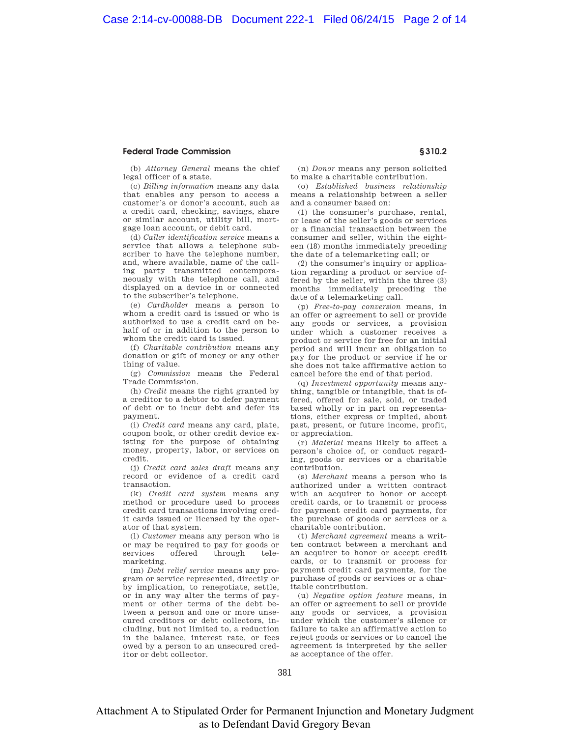(b) *Attorney General* means the chief legal officer of a state.

(c) *Billing information* means any data that enables any person to access a customer's or donor's account, such as a credit card, checking, savings, share or similar account, utility bill, mortgage loan account, or debit card.

(d) *Caller identification service* means a service that allows a telephone subscriber to have the telephone number, and, where available, name of the calling party transmitted contemporaneously with the telephone call, and displayed on a device in or connected to the subscriber's telephone.

(e) *Cardholder* means a person to whom a credit card is issued or who is authorized to use a credit card on behalf of or in addition to the person to whom the credit card is issued.

(f) *Charitable contribution* means any donation or gift of money or any other thing of value.

(g) *Commission* means the Federal Trade Commission.

(h) *Credit* means the right granted by a creditor to a debtor to defer payment of debt or to incur debt and defer its payment.

(i) *Credit card* means any card, plate, coupon book, or other credit device existing for the purpose of obtaining money, property, labor, or services on credit.

(j) *Credit card sales draft* means any record or evidence of a credit card transaction.

(k) *Credit card system* means any method or procedure used to process credit card transactions involving credit cards issued or licensed by the operator of that system.

(l) *Customer* means any person who is or may be required to pay for goods or services offered through telemarketing.

(m) *Debt relief service* means any program or service represented, directly or by implication, to renegotiate, settle, or in any way alter the terms of payment or other terms of the debt between a person and one or more unsecured creditors or debt collectors, including, but not limited to, a reduction in the balance, interest rate, or fees owed by a person to an unsecured creditor or debt collector.

(n) *Donor* means any person solicited to make a charitable contribution.

(o) *Established business relationship* means a relationship between a seller and a consumer based on:

(1) the consumer's purchase, rental, or lease of the seller's goods or services or a financial transaction between the consumer and seller, within the eighteen (18) months immediately preceding the date of a telemarketing call; or

(2) the consumer's inquiry or application regarding a product or service offered by the seller, within the three (3) months immediately preceding the date of a telemarketing call.

(p) *Free-to-pay conversion* means, in an offer or agreement to sell or provide any goods or services, a provision under which a customer receives a product or service for free for an initial period and will incur an obligation to pay for the product or service if he or she does not take affirmative action to cancel before the end of that period.

(q) *Investment opportunity* means anything, tangible or intangible, that is offered, offered for sale, sold, or traded based wholly or in part on representations, either express or implied, about past, present, or future income, profit, or appreciation.

(r) *Material* means likely to affect a person's choice of, or conduct regarding, goods or services or a charitable contribution.

(s) *Merchant* means a person who is authorized under a written contract with an acquirer to honor or accept credit cards, or to transmit or process for payment credit card payments, for the purchase of goods or services or a charitable contribution.

(t) *Merchant agreement* means a written contract between a merchant and an acquirer to honor or accept credit cards, or to transmit or process for payment credit card payments, for the purchase of goods or services or a charitable contribution.

(u) *Negative option feature* means, in an offer or agreement to sell or provide any goods or services, a provision under which the customer's silence or failure to take an affirmative action to reject goods or services or to cancel the agreement is interpreted by the seller as acceptance of the offer.

Attachment A to Stipulated Order for Permanent Injunction and Monetary Judgment as to Defendant David Gregory Bevan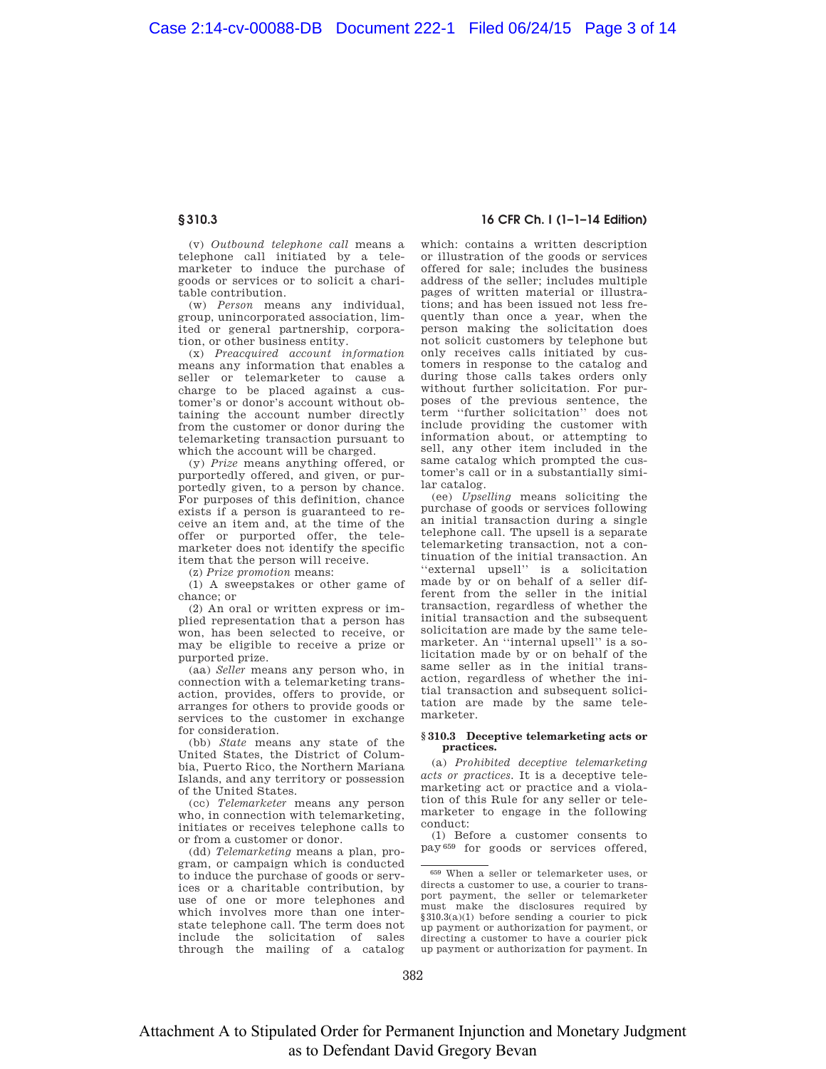(v) *Outbound telephone call* means a telephone call initiated by a telemarketer to induce the purchase of goods or services or to solicit a charitable contribution.

(w) *Person* means any individual, group, unincorporated association, limited or general partnership, corporation, or other business entity.

(x) *Preacquired account information* means any information that enables a seller or telemarketer to cause a charge to be placed against a customer's or donor's account without obtaining the account number directly from the customer or donor during the telemarketing transaction pursuant to which the account will be charged.

(y) *Prize* means anything offered, or purportedly offered, and given, or purportedly given, to a person by chance. For purposes of this definition, chance exists if a person is guaranteed to receive an item and, at the time of the offer or purported offer, the telemarketer does not identify the specific item that the person will receive.

(z) *Prize promotion* means:

(1) A sweepstakes or other game of chance; or

(2) An oral or written express or implied representation that a person has won, has been selected to receive, or may be eligible to receive a prize or purported prize.

(aa) *Seller* means any person who, in connection with a telemarketing transaction, provides, offers to provide, or arranges for others to provide goods or services to the customer in exchange for consideration.

(bb) *State* means any state of the United States, the District of Columbia, Puerto Rico, the Northern Mariana Islands, and any territory or possession of the United States.

(cc) *Telemarketer* means any person who, in connection with telemarketing, initiates or receives telephone calls to or from a customer or donor.

(dd) *Telemarketing* means a plan, program, or campaign which is conducted to induce the purchase of goods or services or a charitable contribution, by use of one or more telephones and which involves more than one interstate telephone call. The term does not include the solicitation of sales through the mailing of a catalog which: contains a written description or illustration of the goods or services offered for sale; includes the business address of the seller; includes multiple pages of written material or illustrations; and has been issued not less frequently than once a year, when the person making the solicitation does not solicit customers by telephone but only receives calls initiated by customers in response to the catalog and during those calls takes orders only without further solicitation. For purposes of the previous sentence, the term "further solicitation" does not include providing the customer with information about, or attempting to sell, any other item included in the same catalog which prompted the customer's call or in a substantially similar catalog.

(ee) *Upselling* means soliciting the purchase of goods or services following an initial transaction during a single telephone call. The upsell is a separate telemarketing transaction, not a continuation of the initial transaction. An "external upsell" is a solicitation made by or on behalf of a seller different from the seller in the initial transaction, regardless of whether the initial transaction and the subsequent solicitation are made by the same telemarketer. An "internal upsell" is a solicitation made by or on behalf of the same seller as in the initial transaction, regardless of whether the initial transaction and subsequent solicitation are made by the same telemarketer.

## § 310.3 Deceptive telemarketing acts or practices.

(a) *Prohibited deceptive telemarketing acts or practices.* It is a deceptive telemarketing act or practice and a violation of this Rule for any seller or telemarketer to engage in the following conduct:

(1) Before a customer consents to pay[659] for goods or services offered,

---

[659] When a seller or telemarketer uses, or directs a customer to use, a courier to transport payment, the seller or telemarketer must make the disclosures required by §310.3(a)(1) before sending a courier to pick up payment or authorization for payment, or directing a customer to have a courier pick up payment or authorization for payment. In

Attachment A to Stipulated Order for Permanent Injunction and Monetary Judgment as to Defendant David Gregory Bevan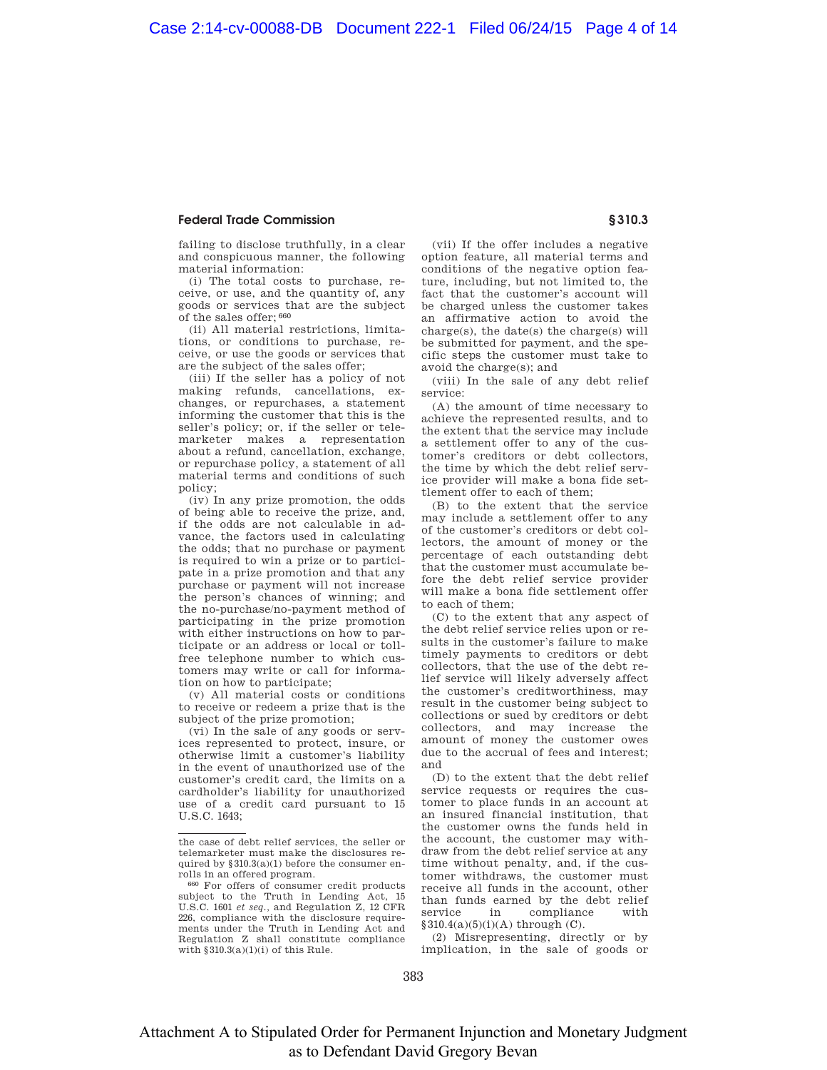failing to disclose truthfully, in a clear and conspicuous manner, the following material information:

(i) The total costs to purchase, receive, or use, and the quantity of, any goods or services that are the subject of the sales offer;[660]

(ii) All material restrictions, limitations, or conditions to purchase, receive, or use the goods or services that are the subject of the sales offer;

(iii) If the seller has a policy of not making refunds, cancellations, exchanges, or repurchases, a statement informing the customer that this is the seller's policy; or, if the seller or telemarketer makes a representation about a refund, cancellation, exchange, or repurchase policy, a statement of all material terms and conditions of such policy;

(iv) In any prize promotion, the odds of being able to receive the prize, and, if the odds are not calculable in advance, the factors used in calculating the odds; that no purchase or payment is required to win a prize or to participate in a prize promotion and that any purchase or payment will not increase the person's chances of winning; and the no-purchase/no-payment method of participating in the prize promotion with either instructions on how to participate or an address or local or toll-free telephone number to which customers may write or call for information on how to participate;

(v) All material costs or conditions to receive or redeem a prize that is the subject of the prize promotion;

(vi) In the sale of any goods or services represented to protect, insure, or otherwise limit a customer's liability in the event of unauthorized use of the customer's credit card, the limits on a cardholder's liability for unauthorized use of a credit card pursuant to 15 U.S.C. 1643;

(vii) If the offer includes a negative option feature, all material terms and conditions of the negative option feature, including, but not limited to, the fact that the customer's account will be charged unless the customer takes an affirmative action to avoid the charge(s), the date(s) the charge(s) will be submitted for payment, and the specific steps the customer must take to avoid the charge(s); and

(viii) In the sale of any debt relief service:

(A) the amount of time necessary to achieve the represented results, and to the extent that the service may include a settlement offer to any of the customer's creditors or debt collectors, the time by which the debt relief service provider will make a bona fide settlement offer to each of them;

(B) to the extent that the service may include a settlement offer to any of the customer's creditors or debt collectors, the amount of money or the percentage of each outstanding debt that the customer must accumulate before the debt relief service provider will make a bona fide settlement offer to each of them;

(C) to the extent that any aspect of the debt relief service relies upon or results in the customer's failure to make timely payments to creditors or debt collectors, that the use of the debt relief service will likely adversely affect the customer's creditworthiness, may result in the customer being subject to collections or sued by creditors or debt collectors, and may increase the amount of money the customer owes due to the accrual of fees and interest; and

(D) to the extent that the debt relief service requests or requires the customer to place funds in an account at an insured financial institution, that the customer owns the funds held in the account, the customer may withdraw from the debt relief service at any time without penalty, and, if the customer withdraws, the customer must receive all funds in the account, other than funds earned by the debt relief service in compliance with §310.4(a)(5)(i)(A) through (C).

(2) Misrepresenting, directly or by implication, in the sale of goods or

---

the case of debt relief services, the seller or telemarketer must make the disclosures required by §310.3(a)(1) before the consumer enrolls in an offered program.

[660] For offers of consumer credit products subject to the Truth in Lending Act, 15 U.S.C. 1601 *et seq.*, and Regulation Z, 12 CFR 226, compliance with the disclosure requirements under the Truth in Lending Act and Regulation Z shall constitute compliance with §310.3(a)(1)(i) of this Rule.

Attachment A to Stipulated Order for Permanent Injunction and Monetary Judgment as to Defendant David Gregory Bevan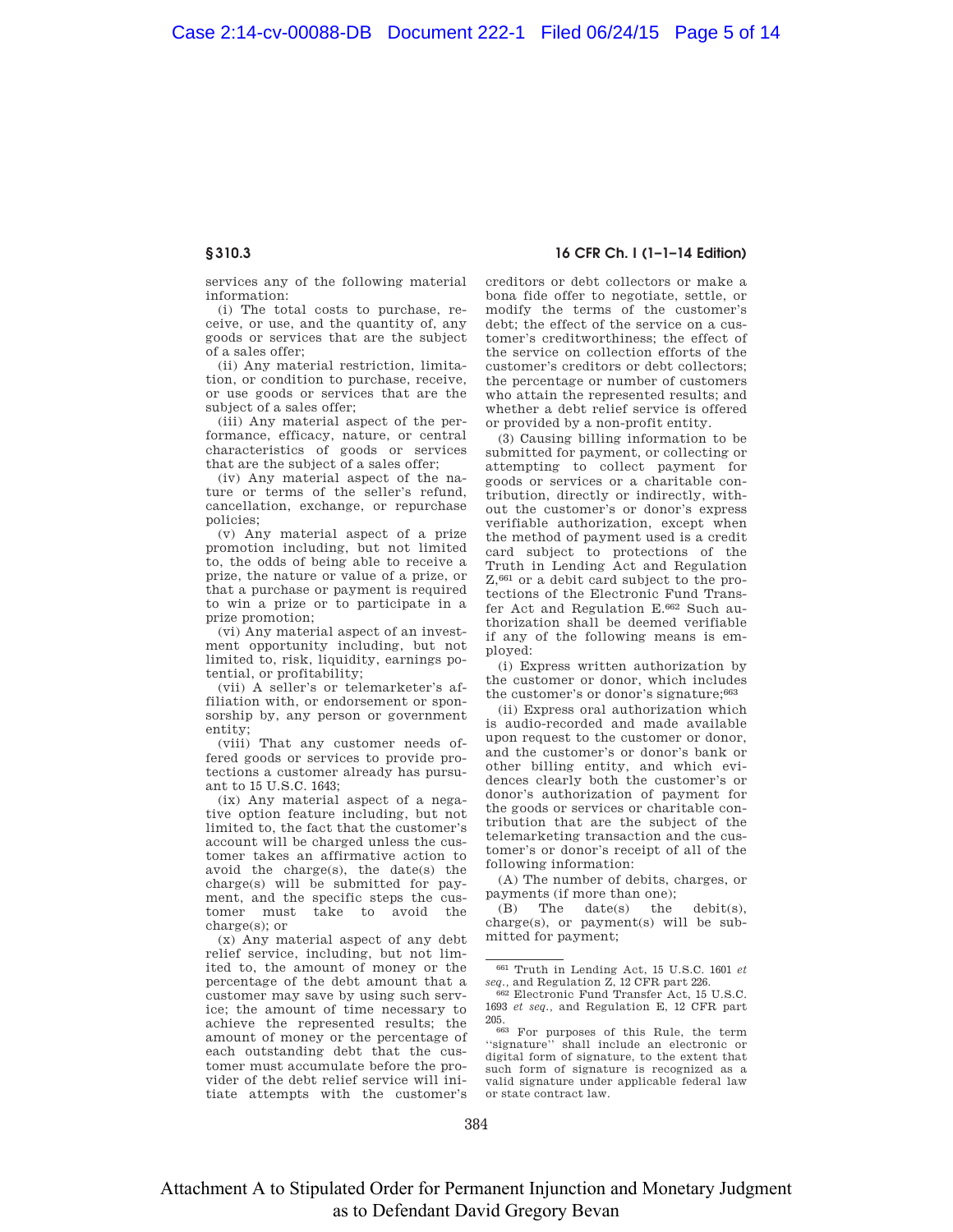services any of the following material information:

(i) The total costs to purchase, receive, or use, and the quantity of, any goods or services that are the subject of a sales offer;

(ii) Any material restriction, limitation, or condition to purchase, receive, or use goods or services that are the subject of a sales offer;

(iii) Any material aspect of the performance, efficacy, nature, or central characteristics of goods or services that are the subject of a sales offer;

(iv) Any material aspect of the nature or terms of the seller's refund, cancellation, exchange, or repurchase policies;

(v) Any material aspect of a prize promotion including, but not limited to, the odds of being able to receive a prize, the nature or value of a prize, or that a purchase or payment is required to win a prize or to participate in a prize promotion;

(vi) Any material aspect of an investment opportunity including, but not limited to, risk, liquidity, earnings potential, or profitability;

(vii) A seller's or telemarketer's affiliation with, or endorsement or sponsorship by, any person or government entity;

(viii) That any customer needs offered goods or services to provide protections a customer already has pursuant to 15 U.S.C. 1643;

(ix) Any material aspect of a negative option feature including, but not limited to, the fact that the customer's account will be charged unless the customer takes an affirmative action to avoid the charge(s), the date(s) the charge(s) will be submitted for payment, and the specific steps the customer must take to avoid the charge(s); or

(x) Any material aspect of any debt relief service, including, but not limited to, the amount of money or the percentage of the debt amount that a customer may save by using such service; the amount of time necessary to achieve the represented results; the amount of money or the percentage of each outstanding debt that the customer must accumulate before the provider of the debt relief service will initiate attempts with the customer's creditors or debt collectors or make a bona fide offer to negotiate, settle, or modify the terms of the customer's debt; the effect of the service on a customer's creditworthiness; the effect of the service on collection efforts of the customer's creditors or debt collectors; the percentage or number of customers who attain the represented results; and whether a debt relief service is offered or provided by a non-profit entity.

(3) Causing billing information to be submitted for payment, or collecting or attempting to collect payment for goods or services or a charitable contribution, directly or indirectly, without the customer's or donor's express verifiable authorization, except when the method of payment used is a credit card subject to protections of the Truth in Lending Act and Regulation Z,[661] or a debit card subject to the protections of the Electronic Fund Transfer Act and Regulation E.[662] Such authorization shall be deemed verifiable if any of the following means is employed:

(i) Express written authorization by the customer or donor, which includes the customer's or donor's signature;[663]

(ii) Express oral authorization which is audio-recorded and made available upon request to the customer or donor, and the customer's or donor's bank or other billing entity, and which evidences clearly both the customer's or donor's authorization of payment for the goods or services or charitable contribution that are the subject of the telemarketing transaction and the customer's or donor's receipt of all of the following information:

(A) The number of debits, charges, or payments (if more than one);

(B) The date(s) the debit(s), charge(s), or payment(s) will be submitted for payment;

---

[661] Truth in Lending Act, 15 U.S.C. 1601 *et seq.*, and Regulation Z, 12 CFR part 226.

[662] Electronic Fund Transfer Act, 15 U.S.C. 1693 *et seq.*, and Regulation E, 12 CFR part 205.

[663] For purposes of this Rule, the term "signature" shall include an electronic or digital form of signature, to the extent that such form of signature is recognized as a valid signature under applicable federal law or state contract law.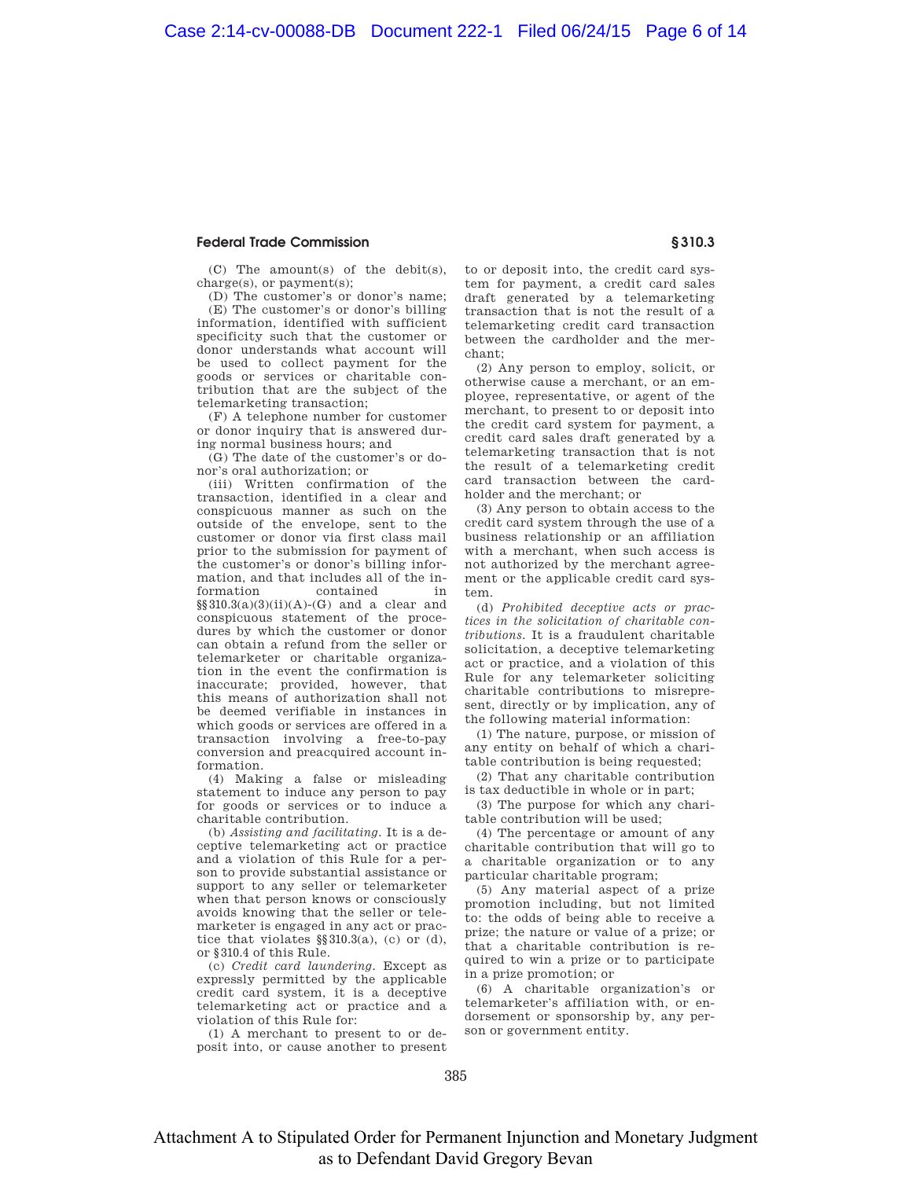(C) The amount(s) of the debit(s), charge(s), or payment(s);

(D) The customer's or donor's name;

(E) The customer's or donor's billing information, identified with sufficient specificity such that the customer or donor understands what account will be used to collect payment for the goods or services or charitable contribution that are the subject of the telemarketing transaction;

(F) A telephone number for customer or donor inquiry that is answered during normal business hours; and

(G) The date of the customer's or donor's oral authorization; or

(iii) Written confirmation of the transaction, identified in a clear and conspicuous manner as such on the outside of the envelope, sent to the customer or donor via first class mail prior to the submission for payment of the customer's or donor's billing information, and that includes all of the information contained in §§310.3(a)(3)(ii)(A)-(G) and a clear and conspicuous statement of the procedures by which the customer or donor can obtain a refund from the seller or telemarketer or charitable organization in the event the confirmation is inaccurate; provided, however, that this means of authorization shall not be deemed verifiable in instances in which goods or services are offered in a transaction involving a free-to-pay conversion and preacquired account information.

(4) Making a false or misleading statement to induce any person to pay for goods or services or to induce a charitable contribution.

(b) *Assisting and facilitating.* It is a deceptive telemarketing act or practice and a violation of this Rule for a person to provide substantial assistance or support to any seller or telemarketer when that person knows or consciously avoids knowing that the seller or telemarketer is engaged in any act or practice that violates §§310.3(a), (c) or (d), or §310.4 of this Rule.

(c) *Credit card laundering.* Except as expressly permitted by the applicable credit card system, it is a deceptive telemarketing act or practice and a violation of this Rule for:

(1) A merchant to present to or deposit into, or cause another to present to or deposit into, the credit card system for payment, a credit card sales draft generated by a telemarketing transaction that is not the result of a telemarketing credit card transaction between the cardholder and the merchant;

(2) Any person to employ, solicit, or otherwise cause a merchant, or an employee, representative, or agent of the merchant, to present to or deposit into the credit card system for payment, a credit card sales draft generated by a telemarketing transaction that is not the result of a telemarketing credit card transaction between the cardholder and the merchant; or

(3) Any person to obtain access to the credit card system through the use of a business relationship or an affiliation with a merchant, when such access is not authorized by the merchant agreement or the applicable credit card system.

(d) *Prohibited deceptive acts or practices in the solicitation of charitable contributions.* It is a fraudulent charitable solicitation, a deceptive telemarketing act or practice, and a violation of this Rule for any telemarketer soliciting charitable contributions to misrepresent, directly or by implication, any of the following material information:

(1) The nature, purpose, or mission of any entity on behalf of which a charitable contribution is being requested;

(2) That any charitable contribution is tax deductible in whole or in part;

(3) The purpose for which any charitable contribution will be used;

(4) The percentage or amount of any charitable contribution that will go to a charitable organization or to any particular charitable program;

(5) Any material aspect of a prize promotion including, but not limited to: the odds of being able to receive a prize; the nature or value of a prize; or that a charitable contribution is required to win a prize or to participate in a prize promotion; or

(6) A charitable organization's or telemarketer's affiliation with, or endorsement or sponsorship by, any person or government entity.

Attachment A to Stipulated Order for Permanent Injunction and Monetary Judgment as to Defendant David Gregory Bevan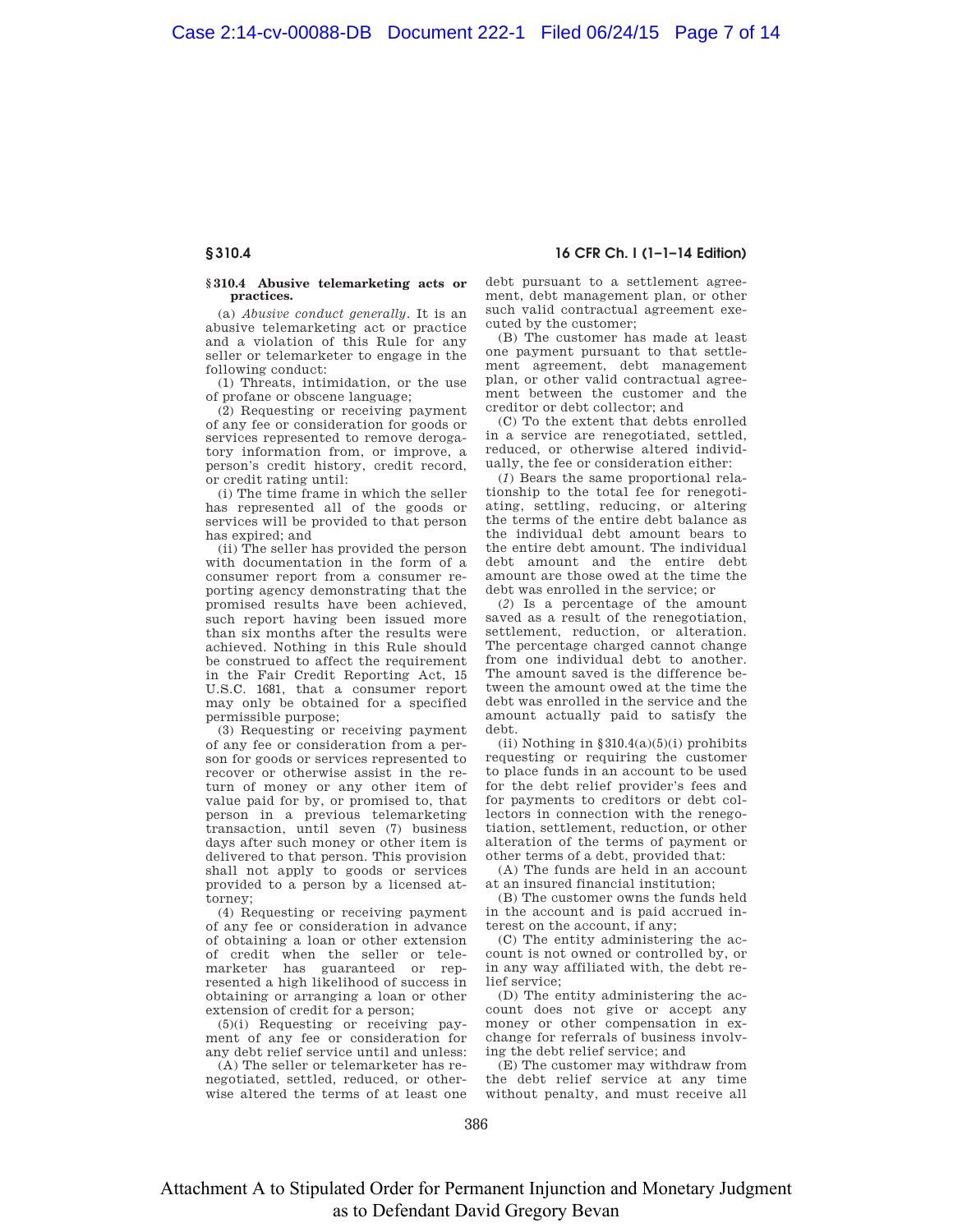## § 310.4 Abusive telemarketing acts or practices.

(a) *Abusive conduct generally*. It is an abusive telemarketing act or practice and a violation of this Rule for any seller or telemarketer to engage in the following conduct:

(1) Threats, intimidation, or the use of profane or obscene language;

(2) Requesting or receiving payment of any fee or consideration for goods or services represented to remove derogatory information from, or improve, a person's credit history, credit record, or credit rating until:

(i) The time frame in which the seller has represented all of the goods or services will be provided to that person has expired; and

(ii) The seller has provided the person with documentation in the form of a consumer report from a consumer reporting agency demonstrating that the promised results have been achieved, such report having been issued more than six months after the results were achieved. Nothing in this Rule should be construed to affect the requirement in the Fair Credit Reporting Act, 15 U.S.C. 1681, that a consumer report may only be obtained for a specified permissible purpose;

(3) Requesting or receiving payment of any fee or consideration from a person for goods or services represented to recover or otherwise assist in the return of money or any other item of value paid for by, or promised to, that person in a previous telemarketing transaction, until seven (7) business days after such money or other item is delivered to that person. This provision shall not apply to goods or services provided to a person by a licensed attorney;

(4) Requesting or receiving payment of any fee or consideration in advance of obtaining a loan or other extension of credit when the seller or telemarketer has guaranteed or represented a high likelihood of success in obtaining or arranging a loan or other extension of credit for a person;

(5)(i) Requesting or receiving payment of any fee or consideration for any debt relief service until and unless:

(A) The seller or telemarketer has renegotiated, settled, reduced, or otherwise altered the terms of at least one debt pursuant to a settlement agreement, debt management plan, or other such valid contractual agreement executed by the customer;

(B) The customer has made at least one payment pursuant to that settlement agreement, debt management plan, or other valid contractual agreement between the customer and the creditor or debt collector; and

(C) To the extent that debts enrolled in a service are renegotiated, settled, reduced, or otherwise altered individually, the fee or consideration either:

(*1*) Bears the same proportional relationship to the total fee for renegotiating, settling, reducing, or altering the terms of the entire debt balance as the individual debt amount bears to the entire debt amount. The individual debt amount and the entire debt amount are those owed at the time the debt was enrolled in the service; or

(*2*) Is a percentage of the amount saved as a result of the renegotiation, settlement, reduction, or alteration. The percentage charged cannot change from one individual debt to another. The amount saved is the difference between the amount owed at the time the debt was enrolled in the service and the amount actually paid to satisfy the debt.

(ii) Nothing in § 310.4(a)(5)(i) prohibits requesting or requiring the customer to place funds in an account to be used for the debt relief provider's fees and for payments to creditors or debt collectors in connection with the renegotiation, settlement, reduction, or other alteration of the terms of payment or other terms of a debt, provided that:

(A) The funds are held in an account at an insured financial institution;

(B) The customer owns the funds held in the account and is paid accrued interest on the account, if any;

(C) The entity administering the account is not owned or controlled by, or in any way affiliated with, the debt relief service;

(D) The entity administering the account does not give or accept any money or other compensation in exchange for referrals of business involving the debt relief service; and

(E) The customer may withdraw from the debt relief service at any time without penalty, and must receive all

Attachment A to Stipulated Order for Permanent Injunction and Monetary Judgment as to Defendant David Gregory Bevan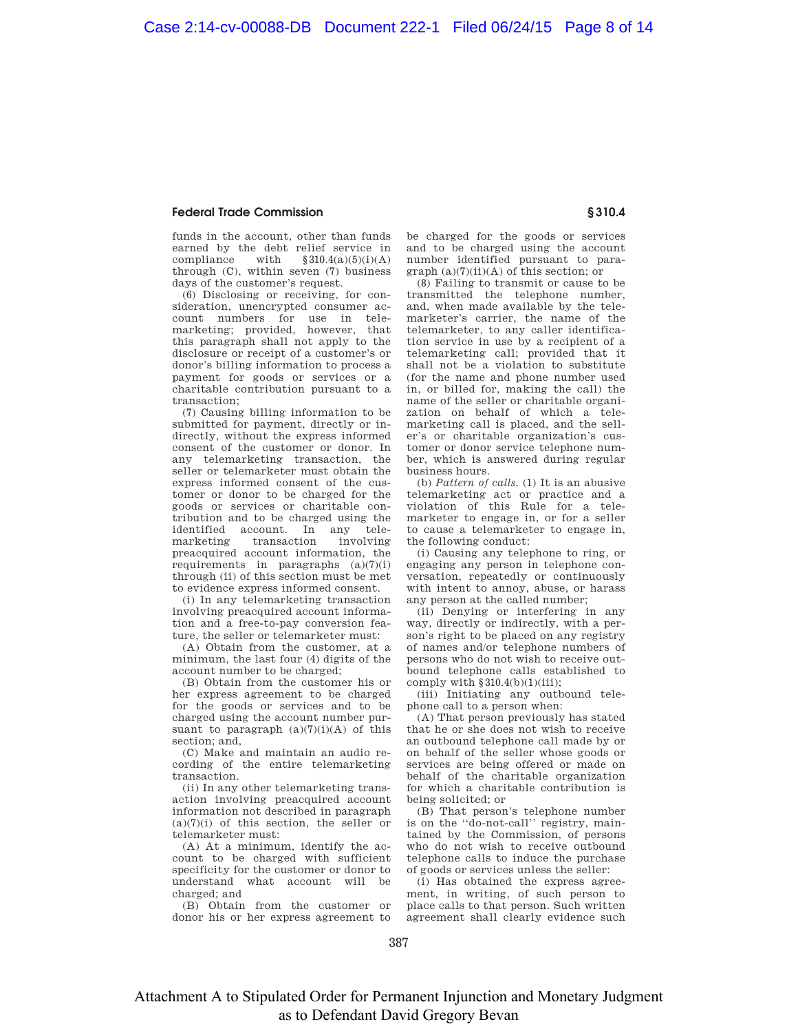funds in the account, other than funds earned by the debt relief service in compliance with §310.4(a)(5)(i)(A) through (C), within seven (7) business days of the customer's request.

(6) Disclosing or receiving, for consideration, unencrypted consumer account numbers for use in telemarketing; provided, however, that this paragraph shall not apply to the disclosure or receipt of a customer's or donor's billing information to process a payment for goods or services or a charitable contribution pursuant to a transaction;

(7) Causing billing information to be submitted for payment, directly or indirectly, without the express informed consent of the customer or donor. In any telemarketing transaction, the seller or telemarketer must obtain the express informed consent of the customer or donor to be charged for the goods or services or charitable contribution and to be charged using the identified account. In any telemarketing transaction involving preacquired account information, the requirements in paragraphs (a)(7)(i) through (ii) of this section must be met to evidence express informed consent.

(i) In any telemarketing transaction involving preacquired account information and a free-to-pay conversion feature, the seller or telemarketer must:

(A) Obtain from the customer, at a minimum, the last four (4) digits of the account number to be charged;

(B) Obtain from the customer his or her express agreement to be charged for the goods or services and to be charged using the account number pursuant to paragraph (a)(7)(i)(A) of this section; and,

(C) Make and maintain an audio recording of the entire telemarketing transaction.

(ii) In any other telemarketing transaction involving preacquired account information not described in paragraph (a)(7)(i) of this section, the seller or telemarketer must:

(A) At a minimum, identify the account to be charged with sufficient specificity for the customer or donor to understand what account will be charged; and

(B) Obtain from the customer or donor his or her express agreement to be charged for the goods or services and to be charged using the account number identified pursuant to paragraph (a)(7)(ii)(A) of this section; or

(8) Failing to transmit or cause to be transmitted the telephone number, and, when made available by the telemarketer's carrier, the name of the telemarketer, to any caller identification service in use by a recipient of a telemarketing call; provided that it shall not be a violation to substitute (for the name and phone number used in, or billed for, making the call) the name of the seller or charitable organization on behalf of which a telemarketing call is placed, and the seller's or charitable organization's customer or donor service telephone number, which is answered during regular business hours.

(b) *Pattern of calls.* (1) It is an abusive telemarketing act or practice and a violation of this Rule for a telemarketer to engage in, or for a seller to cause a telemarketer to engage in, the following conduct:

(i) Causing any telephone to ring, or engaging any person in telephone conversation, repeatedly or continuously with intent to annoy, abuse, or harass any person at the called number;

(ii) Denying or interfering in any way, directly or indirectly, with a person's right to be placed on any registry of names and/or telephone numbers of persons who do not wish to receive outbound telephone calls established to comply with §310.4(b)(1)(iii);

(iii) Initiating any outbound telephone call to a person when:

(A) That person previously has stated that he or she does not wish to receive an outbound telephone call made by or on behalf of the seller whose goods or services are being offered or made on behalf of the charitable organization for which a charitable contribution is being solicited; or

(B) That person's telephone number is on the "do-not-call" registry, maintained by the Commission, of persons who do not wish to receive outbound telephone calls to induce the purchase of goods or services unless the seller:

(i) Has obtained the express agreement, in writing, of such person to place calls to that person. Such written agreement shall clearly evidence such

Attachment A to Stipulated Order for Permanent Injunction and Monetary Judgment as to Defendant David Gregory Bevan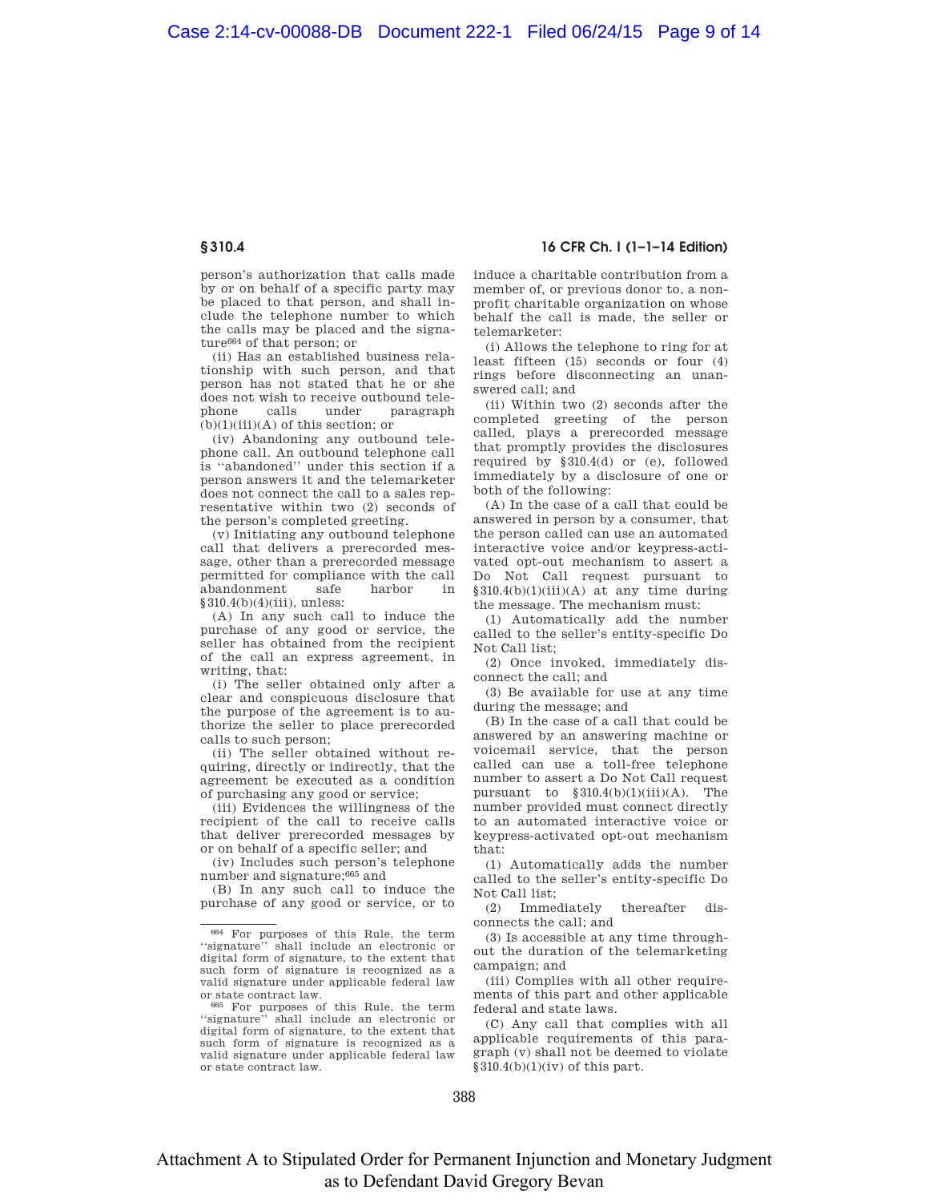## § 310.4

**16 CFR Ch. I (1–1–14 Edition)**

person's authorization that calls made by or on behalf of a specific party may be placed to that person, and shall include the telephone number to which the calls may be placed and the signature[664] of that person; or

(ii) Has an established business relationship with such person, and that person has not stated that he or she does not wish to receive outbound telephone calls under paragraph (b)(1)(iii)(A) of this section; or

(iv) Abandoning any outbound telephone call. An outbound telephone call is "abandoned" under this section if a person answers it and the telemarketer does not connect the call to a sales representative within two (2) seconds of the person's completed greeting.

(v) Initiating any outbound telephone call that delivers a prerecorded message, other than a prerecorded message permitted for compliance with the call abandonment safe harbor in § 310.4(b)(4)(iii), unless:

(A) In any such call to induce the purchase of any good or service, the seller has obtained from the recipient of the call an express agreement, in writing, that:

(i) The seller obtained only after a clear and conspicuous disclosure that the purpose of the agreement is to authorize the seller to place prerecorded calls to such person;

(ii) The seller obtained without requiring, directly or indirectly, that the agreement be executed as a condition of purchasing any good or service;

(iii) Evidences the willingness of the recipient of the call to receive calls that deliver prerecorded messages by or on behalf of a specific seller; and

(iv) Includes such person's telephone number and signature;[665] and

(B) In any such call to induce the purchase of any good or service, or to induce a charitable contribution from a member of, or previous donor to, a non-profit charitable organization on whose behalf the call is made, the seller or telemarketer:

(i) Allows the telephone to ring for at least fifteen (15) seconds or four (4) rings before disconnecting an unanswered call; and

(ii) Within two (2) seconds after the completed greeting of the person called, plays a prerecorded message that promptly provides the disclosures required by § 310.4(d) or (e), followed immediately by a disclosure of one or both of the following:

(A) In the case of a call that could be answered in person by a consumer, that the person called can use an automated interactive voice and/or keypress-activated opt-out mechanism to assert a Do Not Call request pursuant to § 310.4(b)(1)(iii)(A) at any time during the message. The mechanism must:

(*1*) Automatically add the number called to the seller's entity-specific Do Not Call list;

(*2*) Once invoked, immediately disconnect the call; and

(*3*) Be available for use at any time during the message; and

(B) In the case of a call that could be answered by an answering machine or voicemail service, that the person called can use a toll-free telephone number to assert a Do Not Call request pursuant to § 310.4(b)(1)(iii)(A). The number provided must connect directly to an automated interactive voice or keypress-activated opt-out mechanism that:

(*1*) Automatically adds the number called to the seller's entity-specific Do Not Call list;

(*2*) Immediately thereafter disconnects the call; and

(*3*) Is accessible at any time throughout the duration of the telemarketing campaign; and

(iii) Complies with all other requirements of this part and other applicable federal and state laws.

(C) Any call that complies with all applicable requirements of this paragraph (v) shall not be deemed to violate § 310.4(b)(1)(iv) of this part.

---

[664] For purposes of this Rule, the term "signature" shall include an electronic or digital form of signature, to the extent that such form of signature is recognized as a valid signature under applicable federal law or state contract law.

[665] For purposes of this Rule, the term "signature" shall include an electronic or digital form of signature, to the extent that such form of signature is recognized as a valid signature under applicable federal law or state contract law.

Attachment A to Stipulated Order for Permanent Injunction and Monetary Judgment as to Defendant David Gregory Bevan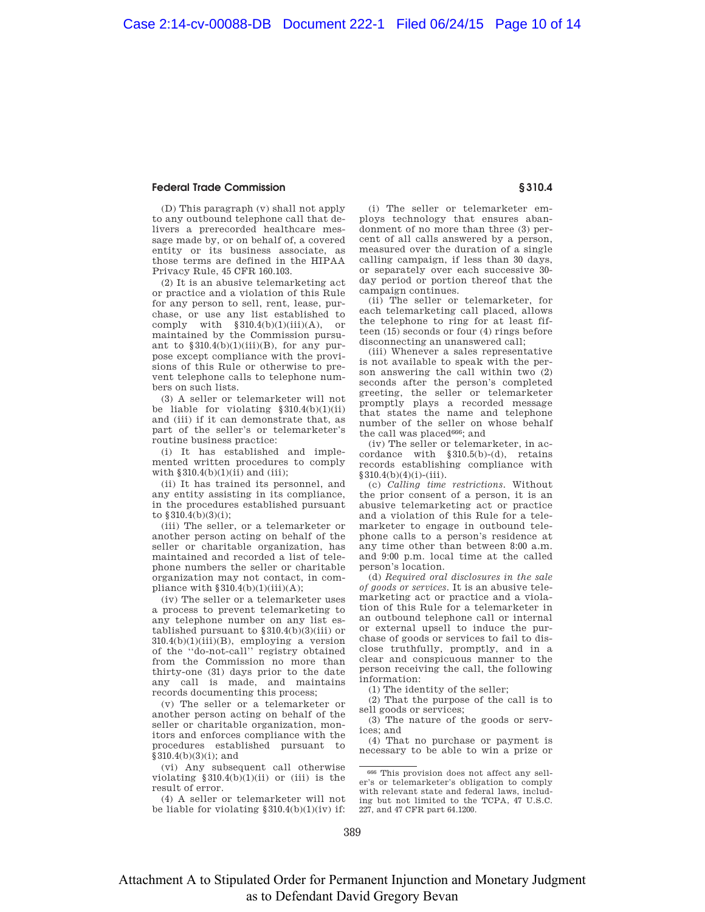(D) This paragraph (v) shall not apply to any outbound telephone call that delivers a prerecorded healthcare message made by, or on behalf of, a covered entity or its business associate, as those terms are defined in the HIPAA Privacy Rule, 45 CFR 160.103.

(2) It is an abusive telemarketing act or practice and a violation of this Rule for any person to sell, rent, lease, purchase, or use any list established to comply with §310.4(b)(1)(iii)(A), or maintained by the Commission pursuant to §310.4(b)(1)(iii)(B), for any purpose except compliance with the provisions of this Rule or otherwise to prevent telephone calls to telephone numbers on such lists.

(3) A seller or telemarketer will not be liable for violating §310.4(b)(1)(ii) and (iii) if it can demonstrate that, as part of the seller's or telemarketer's routine business practice:

(i) It has established and implemented written procedures to comply with §310.4(b)(1)(ii) and (iii);

(ii) It has trained its personnel, and any entity assisting in its compliance, in the procedures established pursuant to §310.4(b)(3)(i);

(iii) The seller, or a telemarketer or another person acting on behalf of the seller or charitable organization, has maintained and recorded a list of telephone numbers the seller or charitable organization may not contact, in compliance with §310.4(b)(1)(iii)(A);

(iv) The seller or a telemarketer uses a process to prevent telemarketing to any telephone number on any list established pursuant to §310.4(b)(3)(iii) or 310.4(b)(1)(iii)(B), employing a version of the "do-not-call" registry obtained from the Commission no more than thirty-one (31) days prior to the date any call is made, and maintains records documenting this process;

(v) The seller or a telemarketer or another person acting on behalf of the seller or charitable organization, monitors and enforces compliance with the procedures established pursuant to §310.4(b)(3)(i); and

(vi) Any subsequent call otherwise violating §310.4(b)(1)(ii) or (iii) is the result of error.

(4) A seller or telemarketer will not be liable for violating §310.4(b)(1)(iv) if:

(i) The seller or telemarketer employs technology that ensures abandonment of no more than three (3) percent of all calls answered by a person, measured over the duration of a single calling campaign, if less than 30 days, or separately over each successive 30-day period or portion thereof that the campaign continues.

(ii) The seller or telemarketer, for each telemarketing call placed, allows the telephone to ring for at least fifteen (15) seconds or four (4) rings before disconnecting an unanswered call;

(iii) Whenever a sales representative is not available to speak with the person answering the call within two (2) seconds after the person's completed greeting, the seller or telemarketer promptly plays a recorded message that states the name and telephone number of the seller on whose behalf the call was placed[666]; and

(iv) The seller or telemarketer, in accordance with §310.5(b)-(d), retains records establishing compliance with §310.4(b)(4)(i)-(iii).

(c) *Calling time restrictions.* Without the prior consent of a person, it is an abusive telemarketing act or practice and a violation of this Rule for a telemarketer to engage in outbound telephone calls to a person's residence at any time other than between 8:00 a.m. and 9:00 p.m. local time at the called person's location.

(d) *Required oral disclosures in the sale of goods or services.* It is an abusive telemarketing act or practice and a violation of this Rule for a telemarketer in an outbound telephone call or internal or external upsell to induce the purchase of goods or services to fail to disclose truthfully, promptly, and in a clear and conspicuous manner to the person receiving the call, the following information:

(1) The identity of the seller;

(2) That the purpose of the call is to sell goods or services;

(3) The nature of the goods or services; and

(4) That no purchase or payment is necessary to be able to win a prize or

---

[666] This provision does not affect any seller's or telemarketer's obligation to comply with relevant state and federal laws, including but not limited to the TCPA, 47 U.S.C. 227, and 47 CFR part 64.1200.

Attachment A to Stipulated Order for Permanent Injunction and Monetary Judgment as to Defendant David Gregory Bevan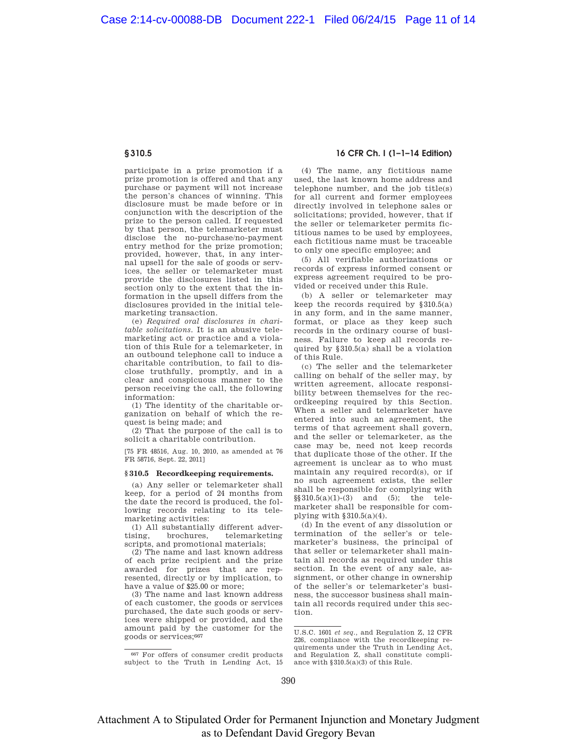participate in a prize promotion if a prize promotion is offered and that any purchase or payment will not increase the person's chances of winning. This disclosure must be made before or in conjunction with the description of the prize to the person called. If requested by that person, the telemarketer must disclose the no-purchase/no-payment entry method for the prize promotion; provided, however, that, in any internal upsell for the sale of goods or services, the seller or telemarketer must provide the disclosures listed in this section only to the extent that the information in the upsell differs from the disclosures provided in the initial telemarketing transaction.

(e) *Required oral disclosures in charitable solicitations*. It is an abusive telemarketing act or practice and a violation of this Rule for a telemarketer, in an outbound telephone call to induce a charitable contribution, to fail to disclose truthfully, promptly, and in a clear and conspicuous manner to the person receiving the call, the following information:

(1) The identity of the charitable organization on behalf of which the request is being made; and

(2) That the purpose of the call is to solicit a charitable contribution.

[75 FR 48516, Aug. 10, 2010, as amended at 76 FR 58716, Sept. 22, 2011]

### § 310.5 Recordkeeping requirements.

(a) Any seller or telemarketer shall keep, for a period of 24 months from the date the record is produced, the following records relating to its telemarketing activities:

(1) All substantially different advertising, brochures, telemarketing scripts, and promotional materials;

(2) The name and last known address of each prize recipient and the prize awarded for prizes that are represented, directly or by implication, to have a value of $25.00 or more;

(3) The name and last known address of each customer, the goods or services purchased, the date such goods or services were shipped or provided, and the amount paid by the customer for the goods or services;[667]

(4) The name, any fictitious name used, the last known home address and telephone number, and the job title(s) for all current and former employees directly involved in telephone sales or solicitations; provided, however, that if the seller or telemarketer permits fictitious names to be used by employees, each fictitious name must be traceable to only one specific employee; and

(5) All verifiable authorizations or records of express informed consent or express agreement required to be provided or received under this Rule.

(b) A seller or telemarketer may keep the records required by § 310.5(a) in any form, and in the same manner, format, or place as they keep such records in the ordinary course of business. Failure to keep all records required by § 310.5(a) shall be a violation of this Rule.

(c) The seller and the telemarketer calling on behalf of the seller may, by written agreement, allocate responsibility between themselves for the recordkeeping required by this Section. When a seller and telemarketer have entered into such an agreement, the terms of that agreement shall govern, and the seller or telemarketer, as the case may be, need not keep records that duplicate those of the other. If the agreement is unclear as to who must maintain any required record(s), or if no such agreement exists, the seller shall be responsible for complying with §§ 310.5(a)(1)-(3) and (5); the telemarketer shall be responsible for complying with § 310.5(a)(4).

(d) In the event of any dissolution or termination of the seller's or telemarketer's business, the principal of that seller or telemarketer shall maintain all records as required under this section. In the event of any sale, assignment, or other change in ownership of the seller's or telemarketer's business, the successor business shall maintain all records required under this section.

---

[667] For offers of consumer credit products subject to the Truth in Lending Act, 15 U.S.C. 1601 *et seq.*, and Regulation Z, 12 CFR 226, compliance with the recordkeeping requirements under the Truth in Lending Act, and Regulation Z, shall constitute compliance with § 310.5(a)(3) of this Rule.

Attachment A to Stipulated Order for Permanent Injunction and Monetary Judgment as to Defendant David Gregory Bevan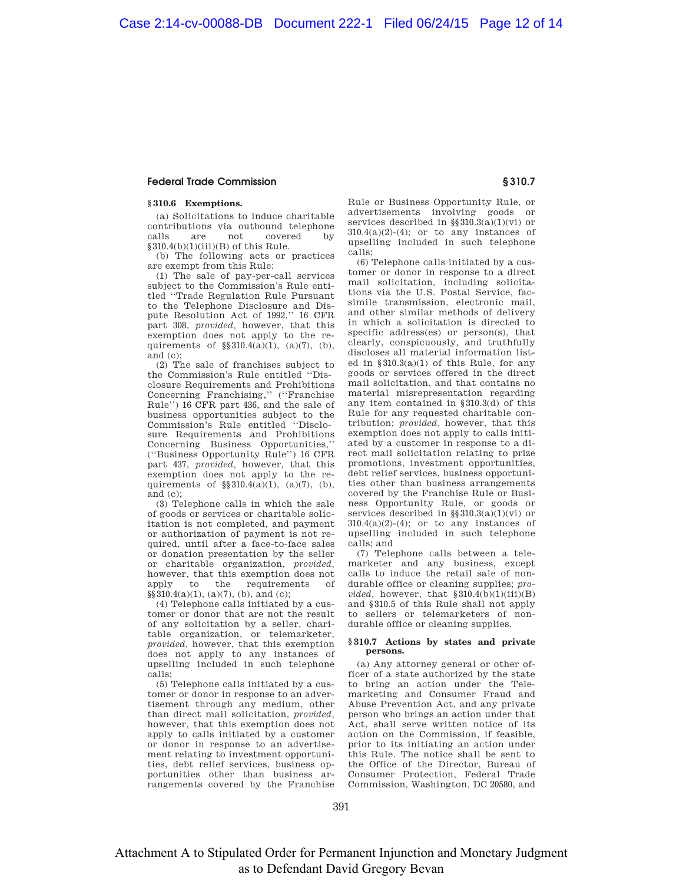**§ 310.6 Exemptions.**

(a) Solicitations to induce charitable contributions via outbound telephone calls are not covered by §310.4(b)(1)(iii)(B) of this Rule.

(b) The following acts or practices are exempt from this Rule:

(1) The sale of pay-per-call services subject to the Commission's Rule entitled "Trade Regulation Rule Pursuant to the Telephone Disclosure and Dispute Resolution Act of 1992," 16 CFR part 308, *provided,* however, that this exemption does not apply to the requirements of §§310.4(a)(1), (a)(7), (b), and (c);

(2) The sale of franchises subject to the Commission's Rule entitled "Disclosure Requirements and Prohibitions Concerning Franchising," ("Franchise Rule") 16 CFR part 436, and the sale of business opportunities subject to the Commission's Rule entitled "Disclosure Requirements and Prohibitions Concerning Business Opportunities," ("Business Opportunity Rule") 16 CFR part 437, *provided,* however, that this exemption does not apply to the requirements of §§310.4(a)(1), (a)(7), (b), and (c);

(3) Telephone calls in which the sale of goods or services or charitable solicitation is not completed, and payment or authorization of payment is not required, until after a face-to-face sales or donation presentation by the seller or charitable organization, *provided,* however, that this exemption does not apply to the requirements of §§310.4(a)(1), (a)(7), (b), and (c);

(4) Telephone calls initiated by a customer or donor that are not the result of any solicitation by a seller, charitable organization, or telemarketer, *provided,* however, that this exemption does not apply to any instances of upselling included in such telephone calls;

(5) Telephone calls initiated by a customer or donor in response to an advertisement through any medium, other than direct mail solicitation, *provided,* however, that this exemption does not apply to calls initiated by a customer or donor in response to an advertisement relating to investment opportunities, debt relief services, business opportunities other than business arrangements covered by the Franchise Rule or Business Opportunity Rule, or advertisements involving goods or services described in §§310.3(a)(1)(vi) or 310.4(a)(2)-(4); or to any instances of upselling included in such telephone calls;

(6) Telephone calls initiated by a customer or donor in response to a direct mail solicitation, including solicitations via the U.S. Postal Service, facsimile transmission, electronic mail, and other similar methods of delivery in which a solicitation is directed to specific address(es) or person(s), that clearly, conspicuously, and truthfully discloses all material information listed in §310.3(a)(1) of this Rule, for any goods or services offered in the direct mail solicitation, and that contains no material misrepresentation regarding any item contained in §310.3(d) of this Rule for any requested charitable contribution; *provided,* however, that this exemption does not apply to calls initiated by a customer in response to a direct mail solicitation relating to prize promotions, investment opportunities, debt relief services, business opportunities other than business arrangements covered by the Franchise Rule or Business Opportunity Rule, or goods or services described in §§310.3(a)(1)(vi) or 310.4(a)(2)-(4); or to any instances of upselling included in such telephone calls; and

(7) Telephone calls between a telemarketer and any business, except calls to induce the retail sale of nondurable office or cleaning supplies; *provided,* however, that §310.4(b)(1)(iii)(B) and §310.5 of this Rule shall not apply to sellers or telemarketers of nondurable office or cleaning supplies.

**§ 310.7 Actions by states and private persons.**

(a) Any attorney general or other officer of a state authorized by the state to bring an action under the Telemarketing and Consumer Fraud and Abuse Prevention Act, and any private person who brings an action under that Act, shall serve written notice of its action on the Commission, if feasible, prior to its initiating an action under this Rule. The notice shall be sent to the Office of the Director, Bureau of Consumer Protection, Federal Trade Commission, Washington, DC 20580, and

Attachment A to Stipulated Order for Permanent Injunction and Monetary Judgment as to Defendant David Gregory Bevan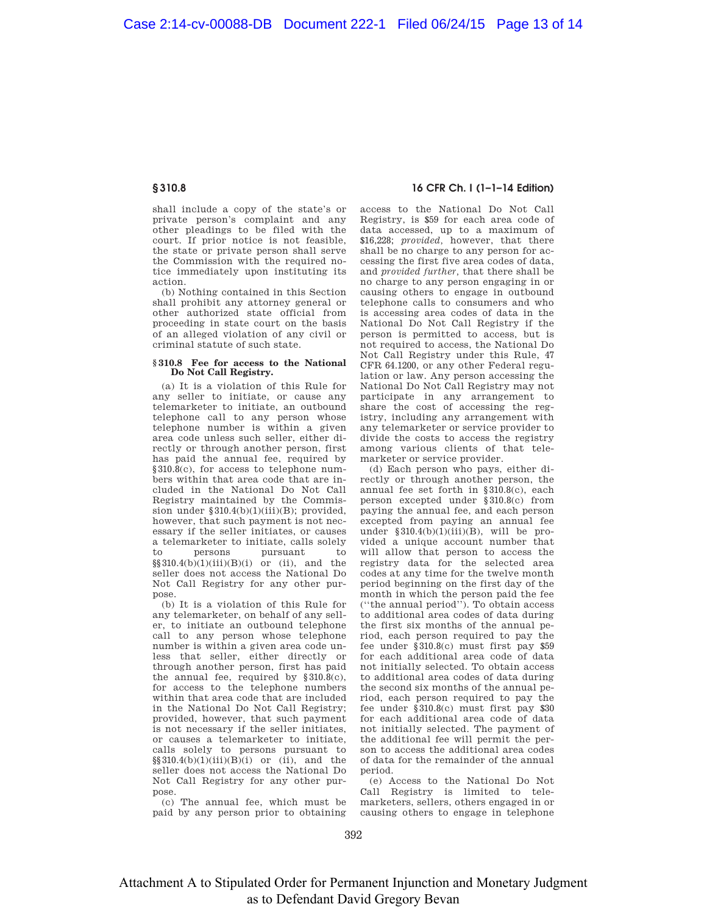shall include a copy of the state's or private person's complaint and any other pleadings to be filed with the court. If prior notice is not feasible, the state or private person shall serve the Commission with the required notice immediately upon instituting its action.

(b) Nothing contained in this Section shall prohibit any attorney general or other authorized state official from proceeding in state court on the basis of an alleged violation of any civil or criminal statute of such state.

### § 310.8 Fee for access to the National Do Not Call Registry.

(a) It is a violation of this Rule for any seller to initiate, or cause any telemarketer to initiate, an outbound telephone call to any person whose telephone number is within a given area code unless such seller, either directly or through another person, first has paid the annual fee, required by § 310.8(c), for access to telephone numbers within that area code that are included in the National Do Not Call Registry maintained by the Commission under § 310.4(b)(1)(iii)(B); provided, however, that such payment is not necessary if the seller initiates, or causes a telemarketer to initiate, calls solely to persons pursuant to §§ 310.4(b)(1)(iii)(B)(*i*) or (*ii*), and the seller does not access the National Do Not Call Registry for any other purpose.

(b) It is a violation of this Rule for any telemarketer, on behalf of any seller, to initiate an outbound telephone call to any person whose telephone number is within a given area code unless that seller, either directly or through another person, first has paid the annual fee, required by § 310.8(c), for access to the telephone numbers within that area code that are included in the National Do Not Call Registry; provided, however, that such payment is not necessary if the seller initiates, or causes a telemarketer to initiate, calls solely to persons pursuant to §§ 310.4(b)(1)(iii)(B)(*i*) or (*ii*), and the seller does not access the National Do Not Call Registry for any other purpose.

(c) The annual fee, which must be paid by any person prior to obtaining access to the National Do Not Call Registry, is $59 for each area code of data accessed, up to a maximum of $16,228; *provided*, however, that there shall be no charge to any person for accessing the first five area codes of data, and *provided further*, that there shall be no charge to any person engaging in or causing others to engage in outbound telephone calls to consumers and who is accessing area codes of data in the National Do Not Call Registry if the person is permitted to access, but is not required to access, the National Do Not Call Registry under this Rule, 47 CFR 64.1200, or any other Federal regulation or law. Any person accessing the National Do Not Call Registry may not participate in any arrangement to share the cost of accessing the registry, including any arrangement with any telemarketer or service provider to divide the costs to access the registry among various clients of that telemarketer or service provider.

(d) Each person who pays, either directly or through another person, the annual fee set forth in § 310.8(c), each person excepted under § 310.8(c) from paying the annual fee, and each person excepted from paying an annual fee under § 310.4(b)(1)(iii)(B), will be provided a unique account number that will allow that person to access the registry data for the selected area codes at any time for the twelve month period beginning on the first day of the month in which the person paid the fee ("the annual period"). To obtain access to additional area codes of data during the first six months of the annual period, each person required to pay the fee under § 310.8(c) must first pay $59 for each additional area code of data not initially selected. To obtain access to additional area codes of data during the second six months of the annual period, each person required to pay the fee under § 310.8(c) must first pay $30 for each additional area code of data not initially selected. The payment of the additional fee will permit the person to access the additional area codes of data for the remainder of the annual period.

(e) Access to the National Do Not Call Registry is limited to telemarketers, sellers, others engaged in or causing others to engage in telephone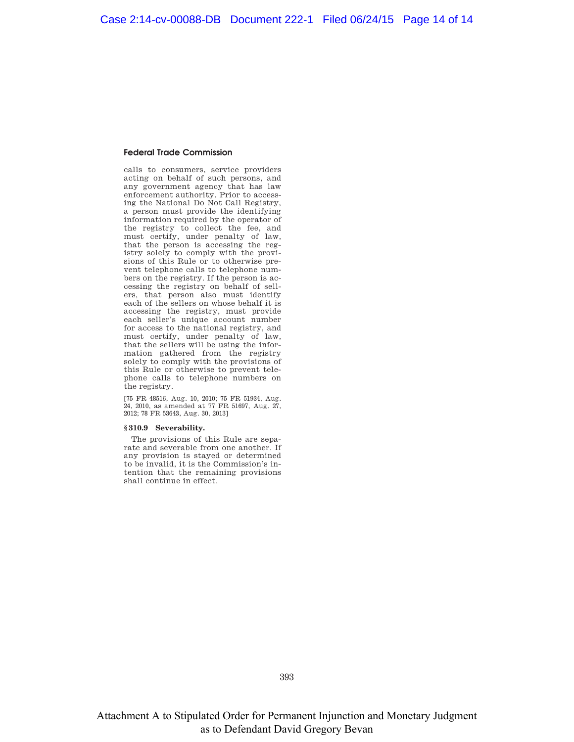calls to consumers, service providers acting on behalf of such persons, and any government agency that has law enforcement authority. Prior to accessing the National Do Not Call Registry, a person must provide the identifying information required by the operator of the registry to collect the fee, and must certify, under penalty of law, that the person is accessing the registry solely to comply with the provisions of this Rule or to otherwise prevent telephone calls to telephone numbers on the registry. If the person is accessing the registry on behalf of sellers, that person also must identify each of the sellers on whose behalf it is accessing the registry, must provide each seller's unique account number for access to the national registry, and must certify, under penalty of law, that the sellers will be using the information gathered from the registry solely to comply with the provisions of this Rule or otherwise to prevent telephone calls to telephone numbers on the registry.

[75 FR 48516, Aug. 10, 2010; 75 FR 51934, Aug. 24, 2010, as amended at 77 FR 51697, Aug. 27, 2012; 78 FR 53643, Aug. 30, 2013]

**§ 310.9 Severability.**

The provisions of this Rule are separate and severable from one another. If any provision is stayed or determined to be invalid, it is the Commission's intention that the remaining provisions shall continue in effect.

Attachment A to Stipulated Order for Permanent Injunction and Monetary Judgment as to Defendant David Gregory Bevan